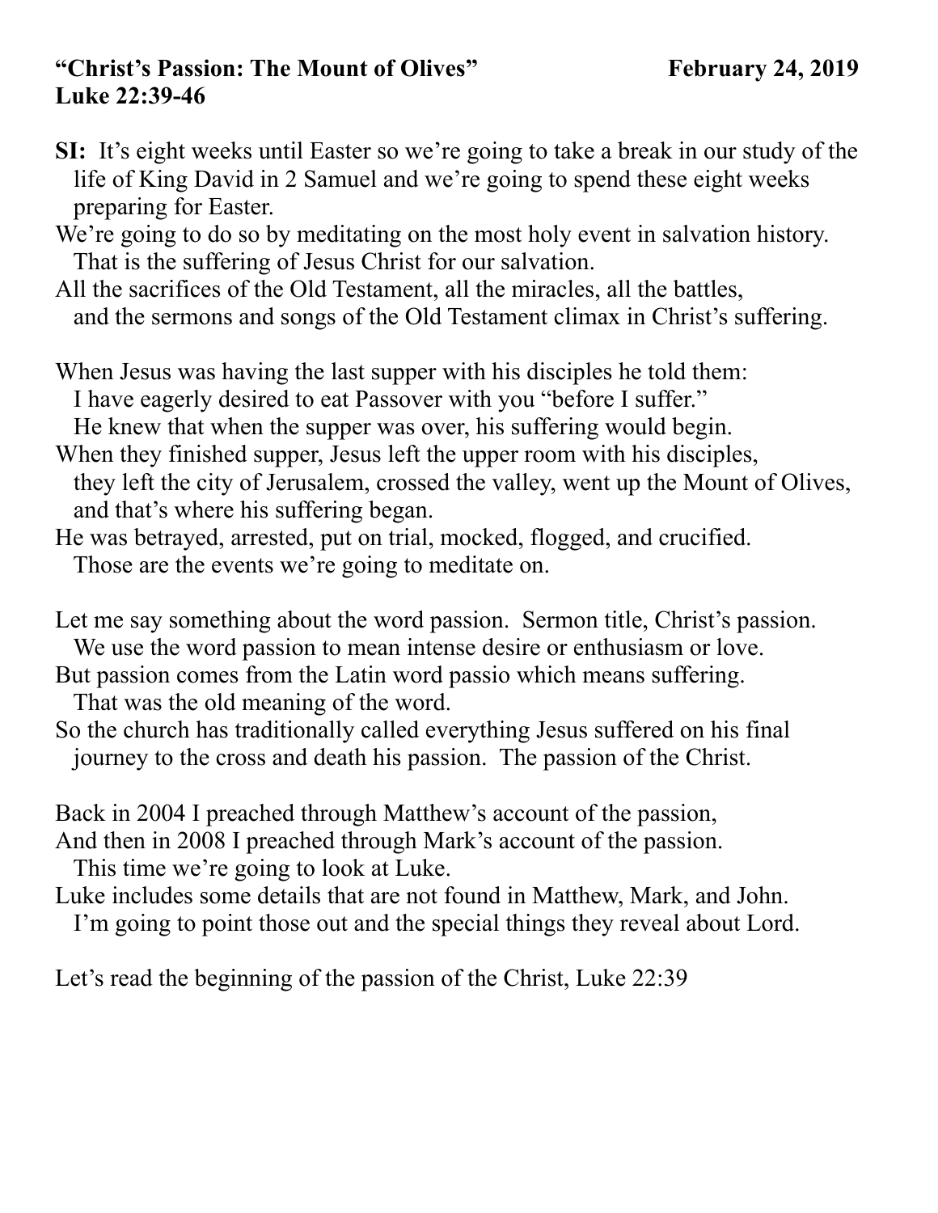**"Christ's Passion: The Mount of Olives"** **February 24, 2019**
**Luke 22:39-46**

**SI:** It's eight weeks until Easter so we're going to take a break in our study of the life of King David in 2 Samuel and we're going to spend these eight weeks preparing for Easter.
We're going to do so by meditating on the most holy event in salvation history.
That is the suffering of Jesus Christ for our salvation.
All the sacrifices of the Old Testament, all the miracles, all the battles, and the sermons and songs of the Old Testament climax in Christ's suffering.

When Jesus was having the last supper with his disciples he told them:
I have eagerly desired to eat Passover with you "before I suffer."
He knew that when the supper was over, his suffering would begin.
When they finished supper, Jesus left the upper room with his disciples, they left the city of Jerusalem, crossed the valley, went up the Mount of Olives, and that's where his suffering began.
He was betrayed, arrested, put on trial, mocked, flogged, and crucified.
Those are the events we're going to meditate on.

Let me say something about the word passion. Sermon title, Christ's passion.
We use the word passion to mean intense desire or enthusiasm or love.
But passion comes from the Latin word passio which means suffering.
That was the old meaning of the word.
So the church has traditionally called everything Jesus suffered on his final journey to the cross and death his passion. The passion of the Christ.

Back in 2004 I preached through Matthew's account of the passion,
And then in 2008 I preached through Mark's account of the passion.
This time we're going to look at Luke.
Luke includes some details that are not found in Matthew, Mark, and John.
I'm going to point those out and the special things they reveal about Lord.

Let's read the beginning of the passion of the Christ, Luke 22:39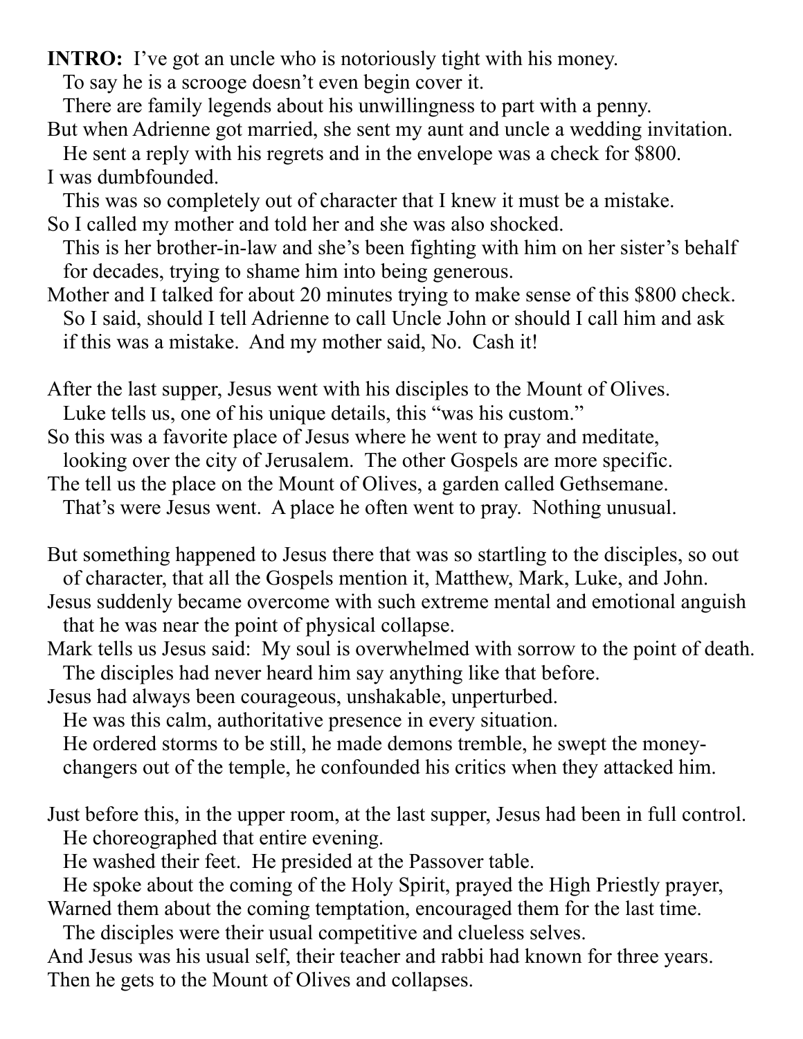**INTRO:** I've got an uncle who is notoriously tight with his money.
To say he is a scrooge doesn't even begin cover it.
There are family legends about his unwillingness to part with a penny.
But when Adrienne got married, she sent my aunt and uncle a wedding invitation.
He sent a reply with his regrets and in the envelope was a check for $800.
I was dumbfounded.
This was so completely out of character that I knew it must be a mistake.
So I called my mother and told her and she was also shocked.
This is her brother-in-law and she's been fighting with him on her sister's behalf for decades, trying to shame him into being generous.
Mother and I talked for about 20 minutes trying to make sense of this $800 check.
So I said, should I tell Adrienne to call Uncle John or should I call him and ask if this was a mistake. And my mother said, No. Cash it!

After the last supper, Jesus went with his disciples to the Mount of Olives.
Luke tells us, one of his unique details, this "was his custom."
So this was a favorite place of Jesus where he went to pray and meditate, looking over the city of Jerusalem. The other Gospels are more specific.
The tell us the place on the Mount of Olives, a garden called Gethsemane.
That's were Jesus went. A place he often went to pray. Nothing unusual.

But something happened to Jesus there that was so startling to the disciples, so out of character, that all the Gospels mention it, Matthew, Mark, Luke, and John.
Jesus suddenly became overcome with such extreme mental and emotional anguish that he was near the point of physical collapse.
Mark tells us Jesus said: My soul is overwhelmed with sorrow to the point of death.
The disciples had never heard him say anything like that before.
Jesus had always been courageous, unshakable, unperturbed.
He was this calm, authoritative presence in every situation.
He ordered storms to be still, he made demons tremble, he swept the money-changers out of the temple, he confounded his critics when they attacked him.

Just before this, in the upper room, at the last supper, Jesus had been in full control.
He choreographed that entire evening.
He washed their feet. He presided at the Passover table.
He spoke about the coming of the Holy Spirit, prayed the High Priestly prayer,
Warned them about the coming temptation, encouraged them for the last time.
The disciples were their usual competitive and clueless selves.
And Jesus was his usual self, their teacher and rabbi had known for three years.
Then he gets to the Mount of Olives and collapses.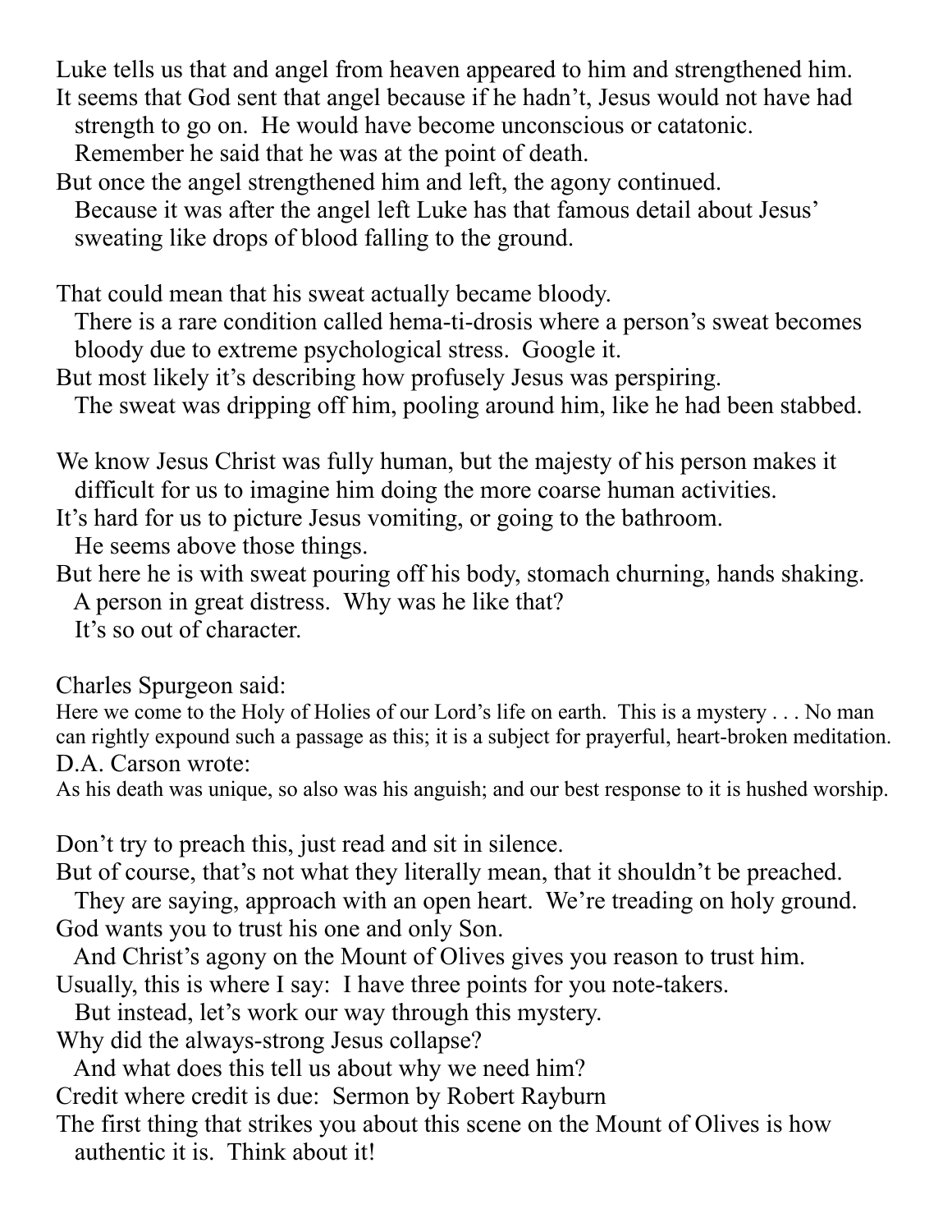Luke tells us that and angel from heaven appeared to him and strengthened him.
It seems that God sent that angel because if he hadn't, Jesus would not have had strength to go on. He would have become unconscious or catatonic. Remember he said that he was at the point of death.
But once the angel strengthened him and left, the agony continued. Because it was after the angel left Luke has that famous detail about Jesus' sweating like drops of blood falling to the ground.

That could mean that his sweat actually became bloody. There is a rare condition called hema-ti-drosis where a person's sweat becomes bloody due to extreme psychological stress. Google it.
But most likely it's describing how profusely Jesus was perspiring. The sweat was dripping off him, pooling around him, like he had been stabbed.

We know Jesus Christ was fully human, but the majesty of his person makes it difficult for us to imagine him doing the more coarse human activities.
It's hard for us to picture Jesus vomiting, or going to the bathroom. He seems above those things.
But here he is with sweat pouring off his body, stomach churning, hands shaking. A person in great distress. Why was he like that? It's so out of character.

Charles Spurgeon said:

Here we come to the Holy of Holies of our Lord's life on earth. This is a mystery . . . No man can rightly expound such a passage as this; it is a subject for prayerful, heart-broken meditation.

D.A. Carson wrote:

As his death was unique, so also was his anguish; and our best response to it is hushed worship.

Don't try to preach this, just read and sit in silence.
But of course, that's not what they literally mean, that it shouldn't be preached. They are saying, approach with an open heart. We're treading on holy ground.
God wants you to trust his one and only Son. And Christ's agony on the Mount of Olives gives you reason to trust him.
Usually, this is where I say: I have three points for you note-takers. But instead, let's work our way through this mystery.
Why did the always-strong Jesus collapse? And what does this tell us about why we need him?
Credit where credit is due: Sermon by Robert Rayburn
The first thing that strikes you about this scene on the Mount of Olives is how authentic it is. Think about it!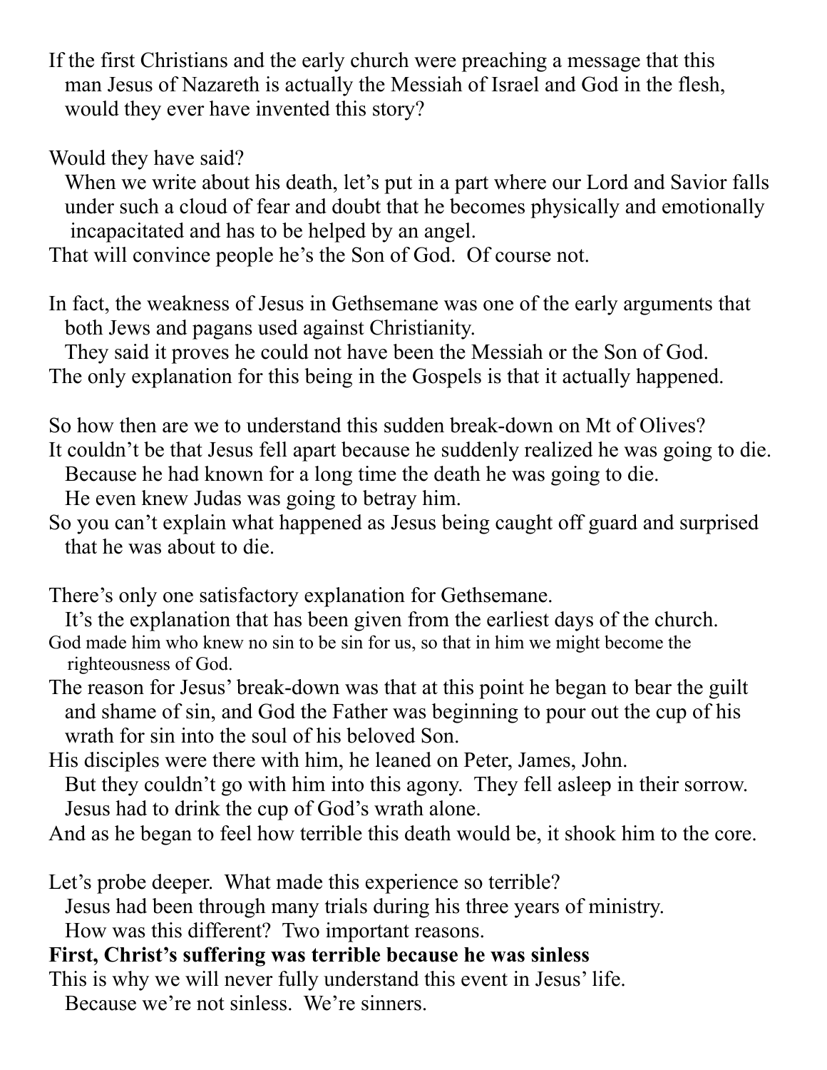If the first Christians and the early church were preaching a message that this man Jesus of Nazareth is actually the Messiah of Israel and God in the flesh, would they ever have invented this story?

Would they have said?

When we write about his death, let's put in a part where our Lord and Savior falls under such a cloud of fear and doubt that he becomes physically and emotionally incapacitated and has to be helped by an angel.

That will convince people he's the Son of God. Of course not.

In fact, the weakness of Jesus in Gethsemane was one of the early arguments that both Jews and pagans used against Christianity.

They said it proves he could not have been the Messiah or the Son of God.

The only explanation for this being in the Gospels is that it actually happened.

So how then are we to understand this sudden break-down on Mt of Olives?

It couldn't be that Jesus fell apart because he suddenly realized he was going to die.

Because he had known for a long time the death he was going to die.

He even knew Judas was going to betray him.

So you can't explain what happened as Jesus being caught off guard and surprised that he was about to die.

There's only one satisfactory explanation for Gethsemane.

It's the explanation that has been given from the earliest days of the church.

God made him who knew no sin to be sin for us, so that in him we might become the righteousness of God.

The reason for Jesus' break-down was that at this point he began to bear the guilt and shame of sin, and God the Father was beginning to pour out the cup of his wrath for sin into the soul of his beloved Son.

His disciples were there with him, he leaned on Peter, James, John.

But they couldn't go with him into this agony. They fell asleep in their sorrow.

Jesus had to drink the cup of God's wrath alone.

And as he began to feel how terrible this death would be, it shook him to the core.

Let's probe deeper. What made this experience so terrible?

Jesus had been through many trials during his three years of ministry.

How was this different? Two important reasons.

**First, Christ's suffering was terrible because he was sinless**

This is why we will never fully understand this event in Jesus' life.

Because we're not sinless. We're sinners.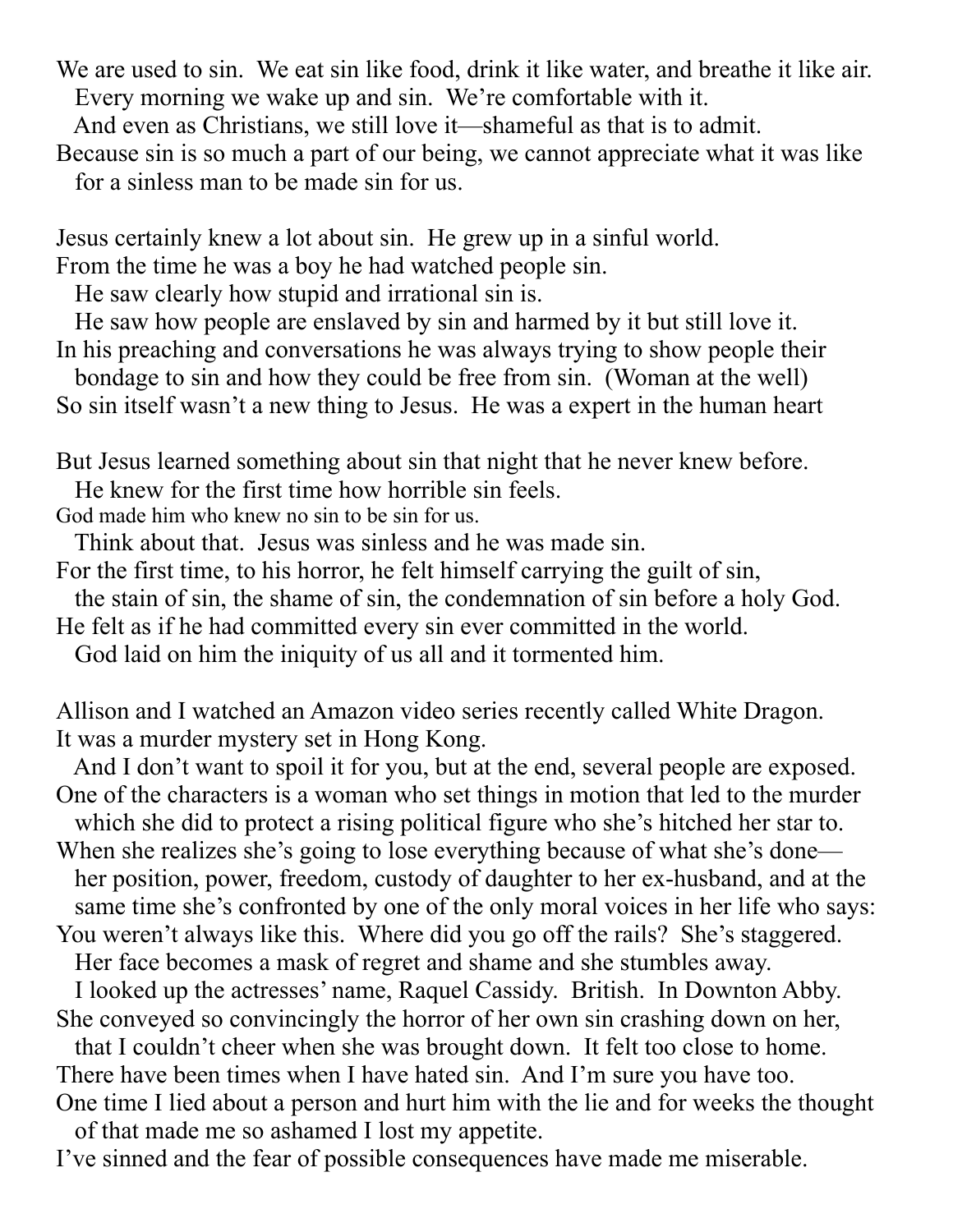We are used to sin. We eat sin like food, drink it like water, and breathe it like air.
Every morning we wake up and sin. We're comfortable with it.
And even as Christians, we still love it—shameful as that is to admit.
Because sin is so much a part of our being, we cannot appreciate what it was like for a sinless man to be made sin for us.

Jesus certainly knew a lot about sin. He grew up in a sinful world.
From the time he was a boy he had watched people sin.
He saw clearly how stupid and irrational sin is.
He saw how people are enslaved by sin and harmed by it but still love it.
In his preaching and conversations he was always trying to show people their bondage to sin and how they could be free from sin. (Woman at the well)
So sin itself wasn't a new thing to Jesus. He was a expert in the human heart

But Jesus learned something about sin that night that he never knew before.
He knew for the first time how horrible sin feels.
God made him who knew no sin to be sin for us.
Think about that. Jesus was sinless and he was made sin.
For the first time, to his horror, he felt himself carrying the guilt of sin, the stain of sin, the shame of sin, the condemnation of sin before a holy God.
He felt as if he had committed every sin ever committed in the world.
God laid on him the iniquity of us all and it tormented him.

Allison and I watched an Amazon video series recently called White Dragon.
It was a murder mystery set in Hong Kong.
And I don't want to spoil it for you, but at the end, several people are exposed.
One of the characters is a woman who set things in motion that led to the murder which she did to protect a rising political figure who she's hitched her star to.
When she realizes she's going to lose everything because of what she's done— her position, power, freedom, custody of daughter to her ex-husband, and at the same time she's confronted by one of the only moral voices in her life who says:
You weren't always like this. Where did you go off the rails? She's staggered.
Her face becomes a mask of regret and shame and she stumbles away.
I looked up the actresses' name, Raquel Cassidy. British. In Downton Abby.
She conveyed so convincingly the horror of her own sin crashing down on her, that I couldn't cheer when she was brought down. It felt too close to home.
There have been times when I have hated sin. And I'm sure you have too.
One time I lied about a person and hurt him with the lie and for weeks the thought of that made me so ashamed I lost my appetite.
I've sinned and the fear of possible consequences have made me miserable.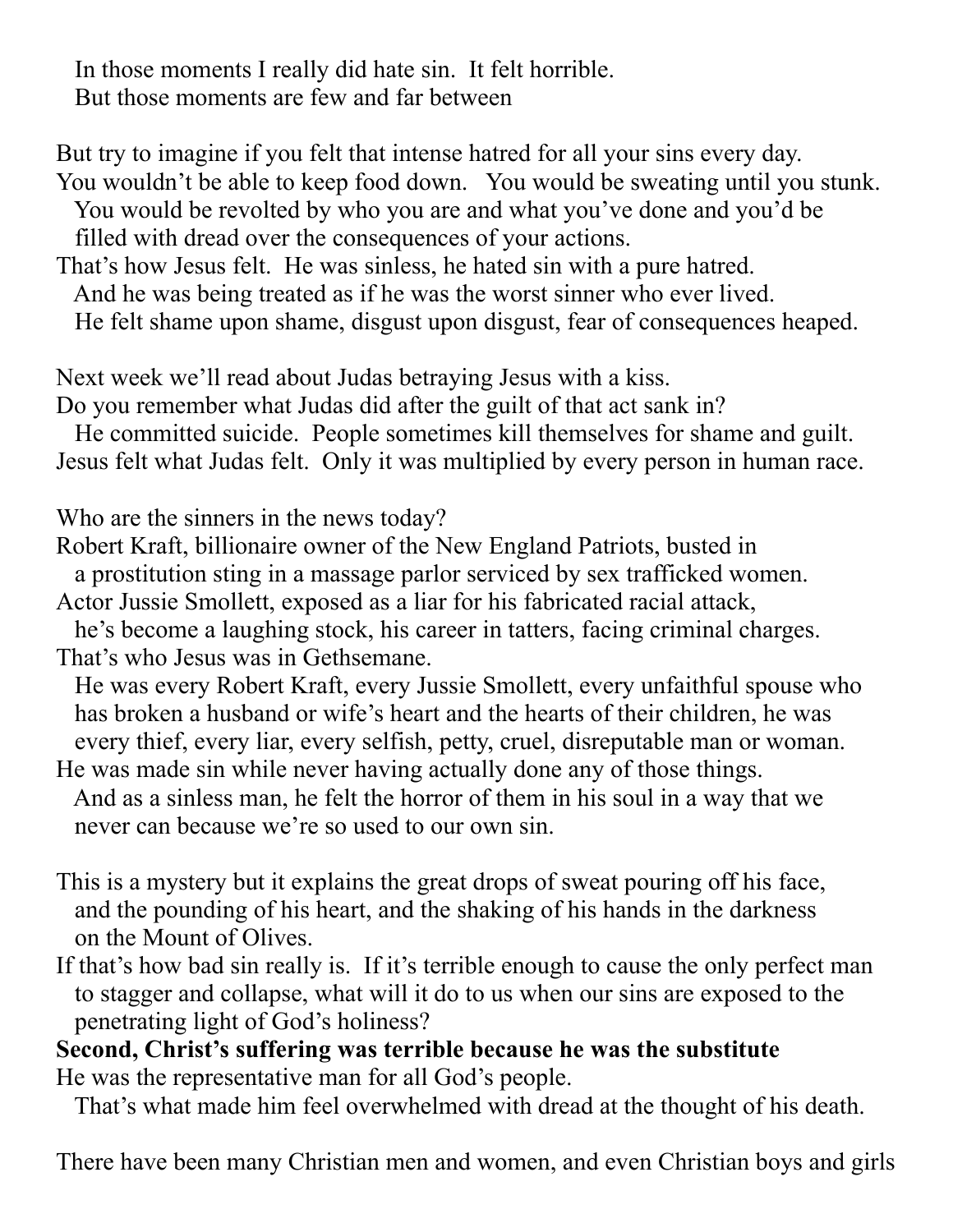In those moments I really did hate sin. It felt horrible.
But those moments are few and far between

But try to imagine if you felt that intense hatred for all your sins every day.
You wouldn't be able to keep food down. You would be sweating until you stunk.
You would be revolted by who you are and what you've done and you'd be filled with dread over the consequences of your actions.
That's how Jesus felt. He was sinless, he hated sin with a pure hatred.
And he was being treated as if he was the worst sinner who ever lived.
He felt shame upon shame, disgust upon disgust, fear of consequences heaped.

Next week we'll read about Judas betraying Jesus with a kiss.
Do you remember what Judas did after the guilt of that act sank in?
He committed suicide. People sometimes kill themselves for shame and guilt.
Jesus felt what Judas felt. Only it was multiplied by every person in human race.

Who are the sinners in the news today?
Robert Kraft, billionaire owner of the New England Patriots, busted in a prostitution sting in a massage parlor serviced by sex trafficked women.
Actor Jussie Smollett, exposed as a liar for his fabricated racial attack, he's become a laughing stock, his career in tatters, facing criminal charges.
That's who Jesus was in Gethsemane.
He was every Robert Kraft, every Jussie Smollett, every unfaithful spouse who has broken a husband or wife's heart and the hearts of their children, he was every thief, every liar, every selfish, petty, cruel, disreputable man or woman.
He was made sin while never having actually done any of those things.
And as a sinless man, he felt the horror of them in his soul in a way that we never can because we're so used to our own sin.

This is a mystery but it explains the great drops of sweat pouring off his face, and the pounding of his heart, and the shaking of his hands in the darkness on the Mount of Olives.
If that's how bad sin really is. If it's terrible enough to cause the only perfect man to stagger and collapse, what will it do to us when our sins are exposed to the penetrating light of God's holiness?
**Second, Christ's suffering was terrible because he was the substitute**
He was the representative man for all God's people.
That's what made him feel overwhelmed with dread at the thought of his death.

There have been many Christian men and women, and even Christian boys and girls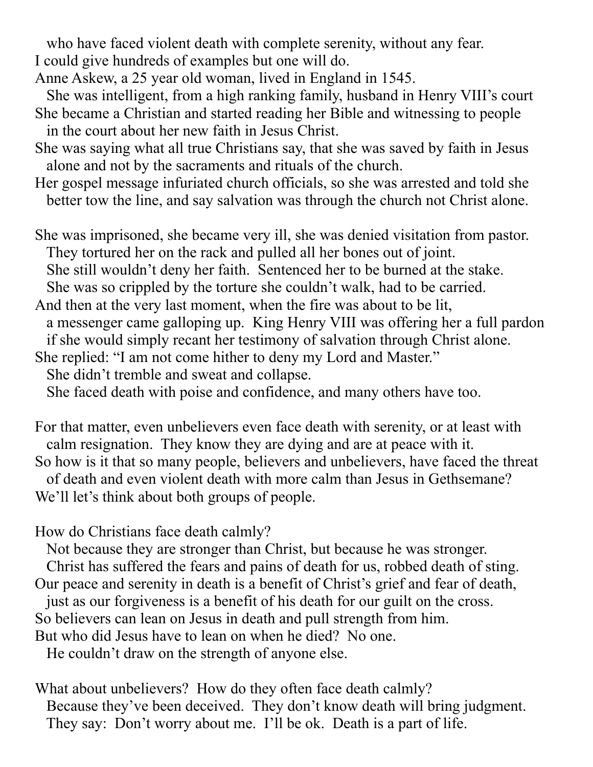who have faced violent death with complete serenity, without any fear.
I could give hundreds of examples but one will do.
Anne Askew, a 25 year old woman, lived in England in 1545.
She was intelligent, from a high ranking family, husband in Henry VIII's court
She became a Christian and started reading her Bible and witnessing to people in the court about her new faith in Jesus Christ.
She was saying what all true Christians say, that she was saved by faith in Jesus alone and not by the sacraments and rituals of the church.
Her gospel message infuriated church officials, so she was arrested and told she better tow the line, and say salvation was through the church not Christ alone.

She was imprisoned, she became very ill, she was denied visitation from pastor.
They tortured her on the rack and pulled all her bones out of joint.
She still wouldn't deny her faith. Sentenced her to be burned at the stake.
She was so crippled by the torture she couldn't walk, had to be carried.
And then at the very last moment, when the fire was about to be lit, a messenger came galloping up. King Henry VIII was offering her a full pardon if she would simply recant her testimony of salvation through Christ alone.
She replied: "I am not come hither to deny my Lord and Master."
She didn't tremble and sweat and collapse.
She faced death with poise and confidence, and many others have too.

For that matter, even unbelievers even face death with serenity, or at least with calm resignation. They know they are dying and are at peace with it.
So how is it that so many people, believers and unbelievers, have faced the threat of death and even violent death with more calm than Jesus in Gethsemane?
We'll let's think about both groups of people.

How do Christians face death calmly?
Not because they are stronger than Christ, but because he was stronger.
Christ has suffered the fears and pains of death for us, robbed death of sting.
Our peace and serenity in death is a benefit of Christ's grief and fear of death, just as our forgiveness is a benefit of his death for our guilt on the cross.
So believers can lean on Jesus in death and pull strength from him.
But who did Jesus have to lean on when he died? No one.
He couldn't draw on the strength of anyone else.

What about unbelievers? How do they often face death calmly?
Because they've been deceived. They don't know death will bring judgment.
They say: Don't worry about me. I'll be ok. Death is a part of life.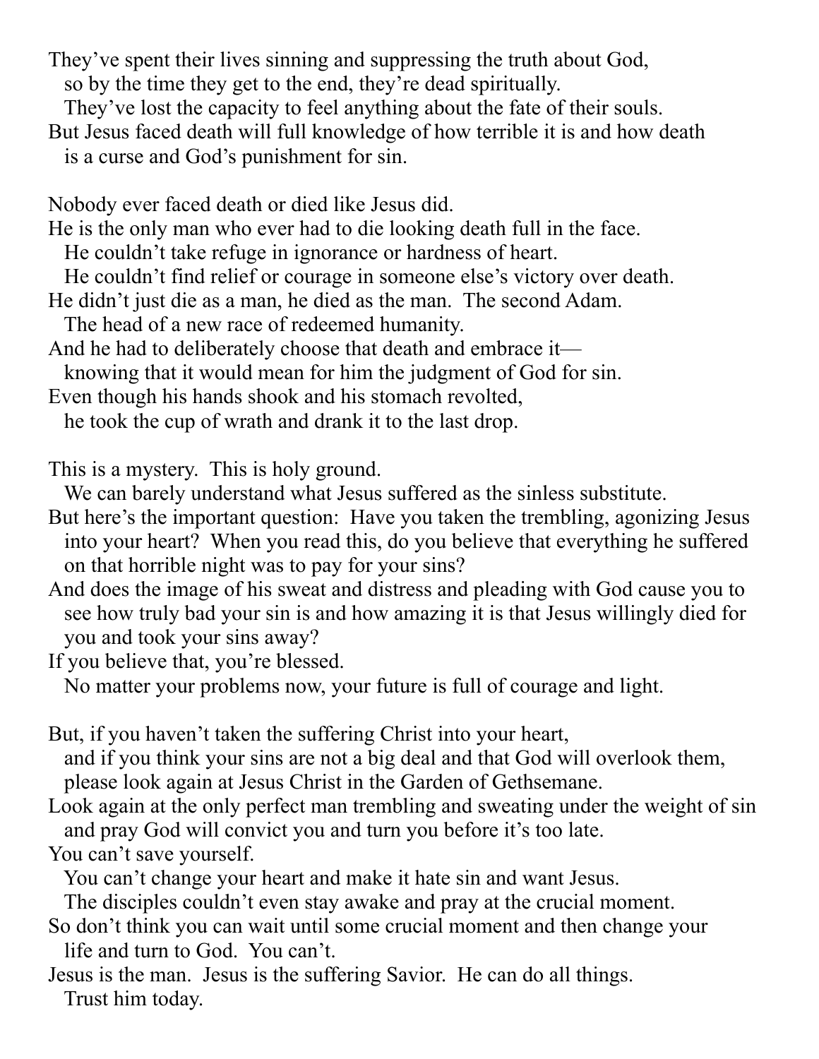They've spent their lives sinning and suppressing the truth about God,
so by the time they get to the end, they're dead spiritually.
They've lost the capacity to feel anything about the fate of their souls.
But Jesus faced death will full knowledge of how terrible it is and how death is a curse and God's punishment for sin.

Nobody ever faced death or died like Jesus did.
He is the only man who ever had to die looking death full in the face.
He couldn't take refuge in ignorance or hardness of heart.
He couldn't find relief or courage in someone else's victory over death.
He didn't just die as a man, he died as the man. The second Adam.
The head of a new race of redeemed humanity.
And he had to deliberately choose that death and embrace it—
knowing that it would mean for him the judgment of God for sin.
Even though his hands shook and his stomach revolted,
he took the cup of wrath and drank it to the last drop.

This is a mystery. This is holy ground.
We can barely understand what Jesus suffered as the sinless substitute.
But here's the important question: Have you taken the trembling, agonizing Jesus into your heart? When you read this, do you believe that everything he suffered on that horrible night was to pay for your sins?
And does the image of his sweat and distress and pleading with God cause you to see how truly bad your sin is and how amazing it is that Jesus willingly died for you and took your sins away?
If you believe that, you're blessed.
No matter your problems now, your future is full of courage and light.

But, if you haven't taken the suffering Christ into your heart,
and if you think your sins are not a big deal and that God will overlook them,
please look again at Jesus Christ in the Garden of Gethsemane.
Look again at the only perfect man trembling and sweating under the weight of sin and pray God will convict you and turn you before it's too late.
You can't save yourself.
You can't change your heart and make it hate sin and want Jesus.
The disciples couldn't even stay awake and pray at the crucial moment.
So don't think you can wait until some crucial moment and then change your life and turn to God. You can't.
Jesus is the man. Jesus is the suffering Savior. He can do all things.
Trust him today.